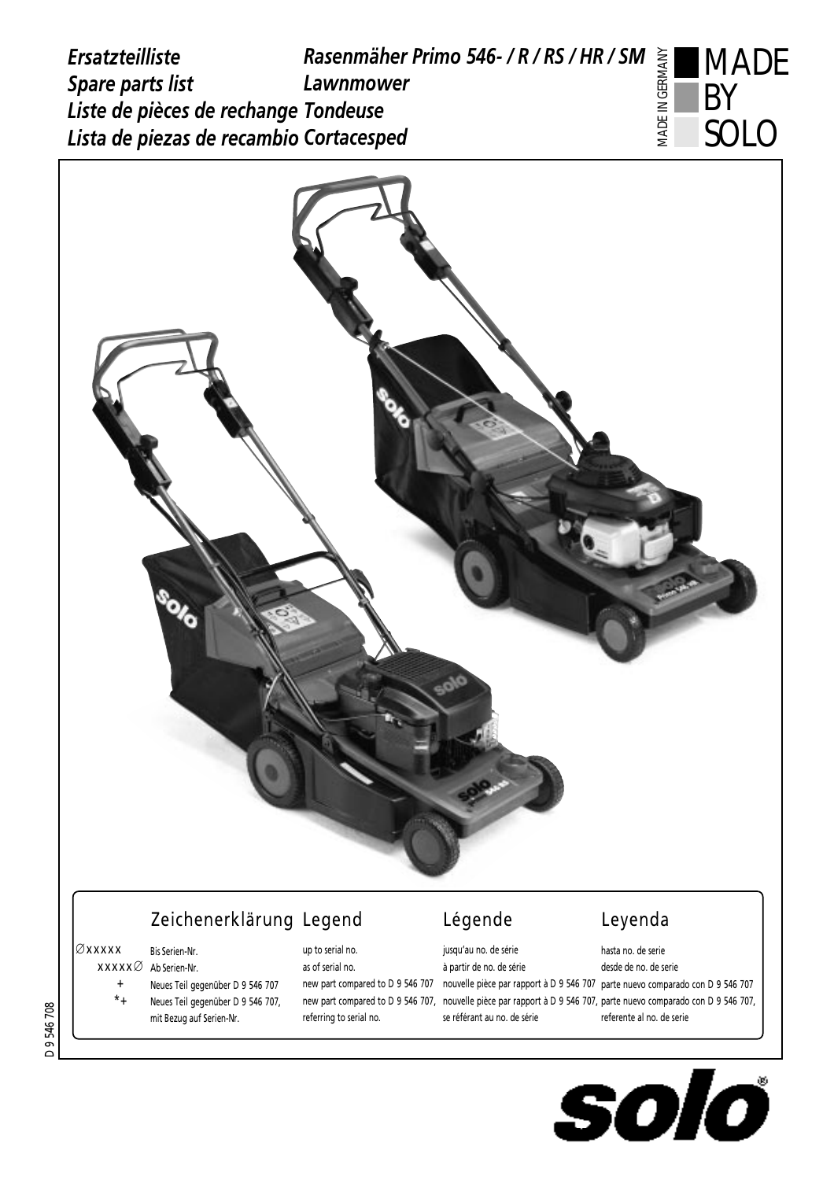*Ersatzteilliste* *Rasenmäher Primo 546- / R / RS / HR / SM*
*Spare parts list* *Lawnmower*
*Liste de pièces de rechange* *Tondeuse*
*Lista de piezas de recambio* *Cortacesped*

MADE IN GERMANY

MADE BY SOLO

| | Zeichenerklärung | Legend | Légende | Leyenda |
|---|---|---|---|---|
| ∅xxxxx | Bis Serien-Nr. | up to serial no. | jusqu'au no. de série | hasta no. de serie |
| xxxxx∅ | Ab Serien-Nr. | as of serial no. | à partir de no. de série | desde de no. de serie |
| + | Neues Teil gegenüber D 9 546 707 | new part compared to D 9 546 707 | nouvelle pièce par rapport à D 9 546 707 | parte nuevo comparado con D 9 546 707 |
| *+ | Neues Teil gegenüber D 9 546 707, mit Bezug auf Serien-Nr. | new part compared to D 9 546 707, referring to serial no. | nouvelle pièce par rapport à D 9 546 707, se référant au no. de série | parte nuevo comparado con D 9 546 707, referente al no. de serie |

D 9 546 708

solo®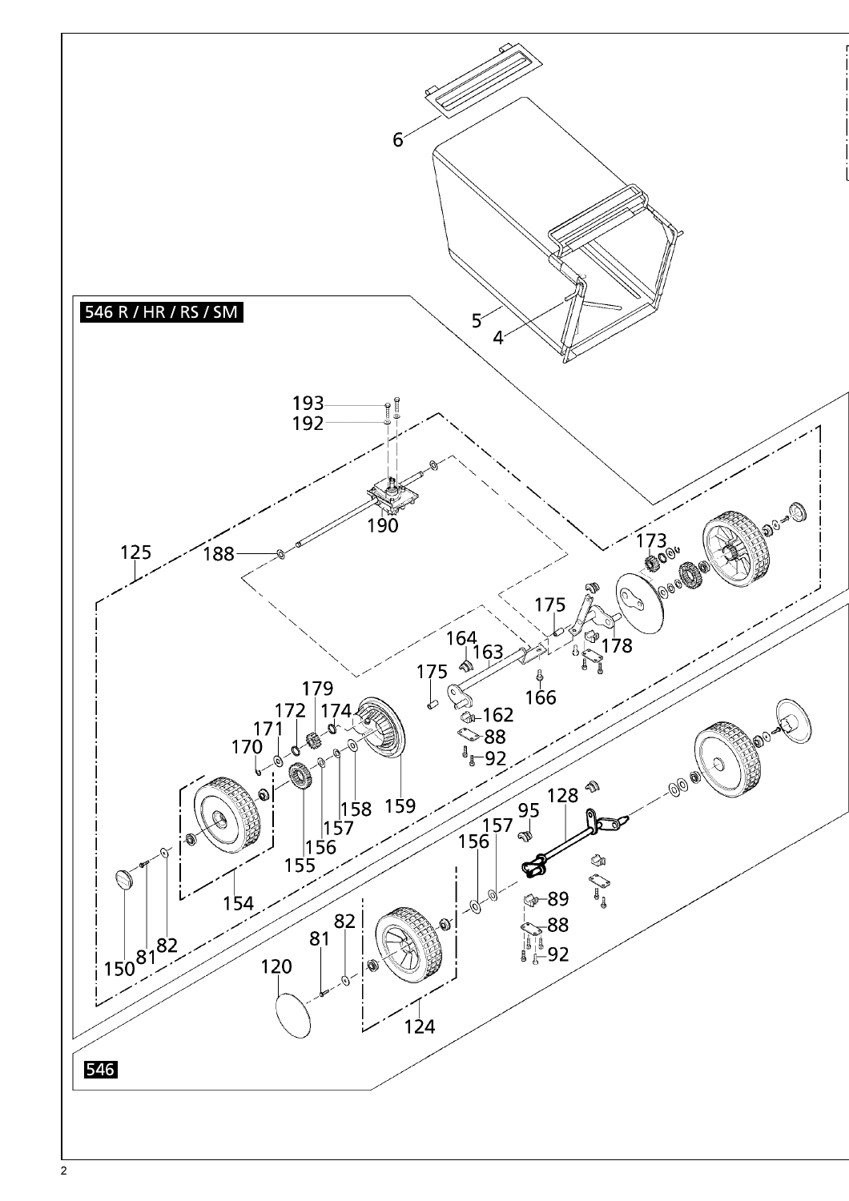546 R / HR / RS / SM

546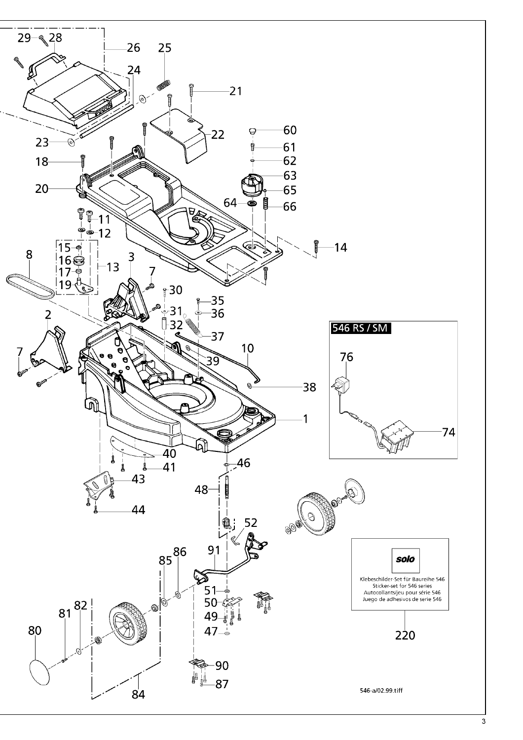546 RS / SM

solo

Klebeschilder-Set für Baureihe 546
Sticker-set for 546 series
Autocollants/jeu pour série 546
Juego de adhesivos de serie 546

220

546-a/02.99.tiff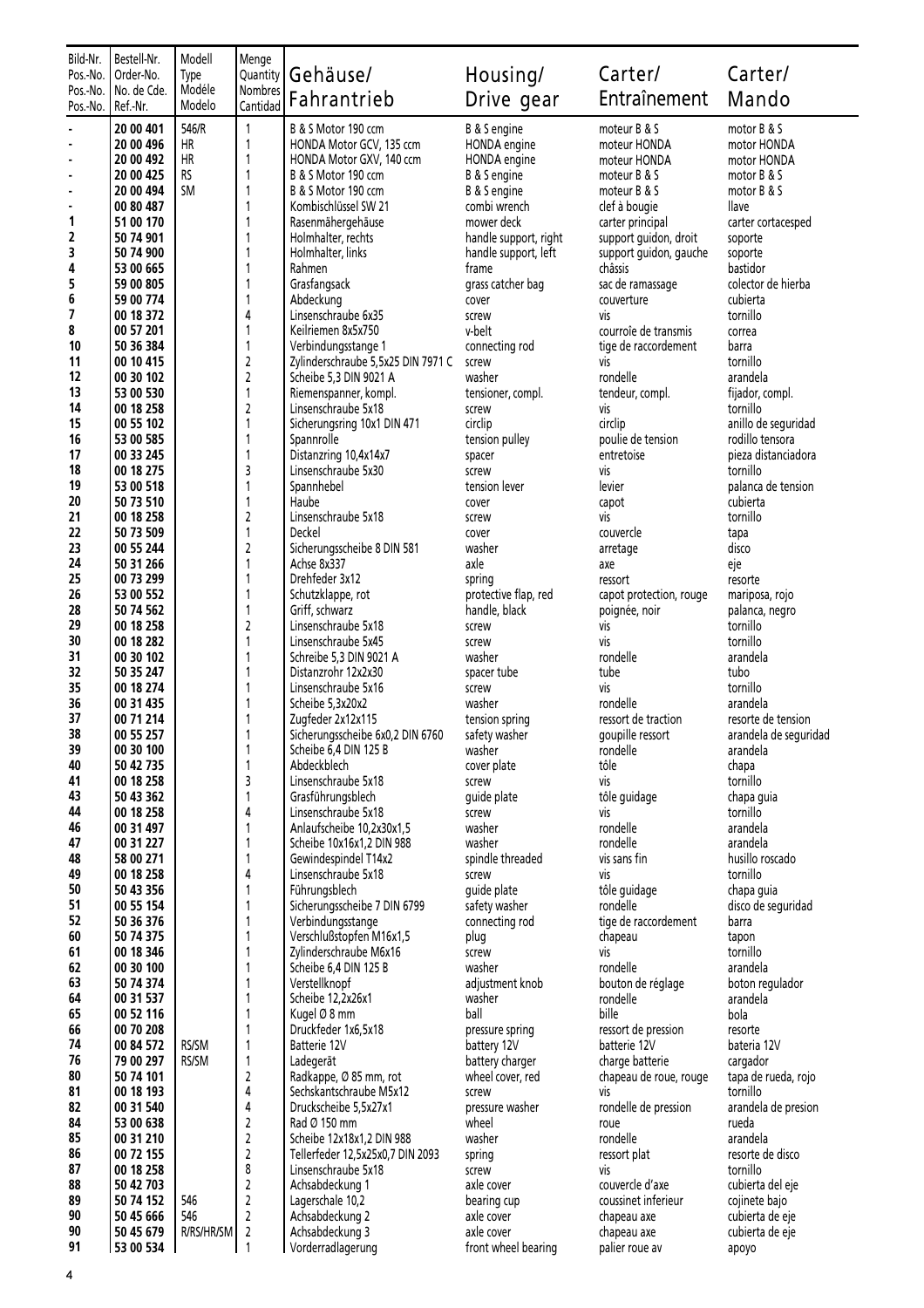| Bild-Nr. Pos.-No. Pos.-No. Pos.-No. | Bestell-Nr. Order-No. No. de Cde. Ref.-Nr. | Modell Type Modéle Modelo | Menge Quantity Nombres Cantidad | Gehäuse/ Fahrantrieb | Housing/ Drive gear | Carter/ Entraînement | Carter/ Mando |
|---|---|---|---|---|---|---|---|
| - | 20 00 401 | 546/R | 1 | B & S Motor 190 ccm | B & S engine | moteur B & S | motor B & S |
| - | 20 00 496 | HR | 1 | HONDA Motor GCV, 135 ccm | HONDA engine | moteur HONDA | motor HONDA |
| - | 20 00 492 | HR | 1 | HONDA Motor GXV, 140 ccm | HONDA engine | moteur HONDA | motor HONDA |
| - | 20 00 425 | RS | 1 | B & S Motor 190 ccm | B & S engine | moteur B & S | motor B & S |
| - | 20 00 494 | SM | 1 | B & S Motor 190 ccm | B & S engine | moteur B & S | motor B & S |
| - | 00 80 487 | | 1 | Kombischlüssel SW 21 | combi wrench | clef à bougie | llave |
| 1 | 51 00 170 | | 1 | Rasenmähergehäuse | mower deck | carter principal | carter cortacesped |
| 2 | 50 74 901 | | 1 | Holmhalter, rechts | handle support, right | support guidon, droit | soporte |
| 3 | 50 74 900 | | 1 | Holmhalter, links | handle support, left | support guidon, gauche | soporte |
| 4 | 53 00 665 | | 1 | Rahmen | frame | châssis | bastidor |
| 5 | 59 00 805 | | 1 | Grasfangsack | grass catcher bag | sac de ramassage | colector de hierba |
| 6 | 59 00 774 | | 1 | Abdeckung | cover | couverture | cubierta |
| 7 | 00 18 372 | | 4 | Linsenschraube 6x35 | screw | vis | tornillo |
| 8 | 00 57 201 | | 1 | Keilriemen 8x5x750 | v-belt | courroîe de transmis | correa |
| 10 | 50 36 384 | | 1 | Verbindungsstange 1 | connecting rod | tige de raccordement | barra |
| 11 | 00 10 415 | | 2 | Zylinderschraube 5,5x25 DIN 7971 C | screw | vis | tornillo |
| 12 | 00 30 102 | | 2 | Scheibe 5,3 DIN 9021 A | washer | rondelle | arandela |
| 13 | 53 00 530 | | 1 | Riemenspanner, kompl. | tensioner, compl. | tendeur, compl. | fijador, compl. |
| 14 | 00 18 258 | | 2 | Linsenschraube 5x18 | screw | vis | tornillo |
| 15 | 00 55 102 | | 1 | Sicherungsring 10x1 DIN 471 | circlip | circlip | anillo de seguridad |
| 16 | 53 00 585 | | 1 | Spannrolle | tension pulley | poulie de tension | rodillo tensora |
| 17 | 00 33 245 | | 1 | Distanzring 10,4x14x7 | spacer | entretoise | pieza distanciadora |
| 18 | 00 18 275 | | 3 | Linsenschraube 5x30 | screw | vis | tornillo |
| 19 | 53 00 518 | | 1 | Spannhebel | tension lever | levier | palanca de tension |
| 20 | 50 73 510 | | 1 | Haube | cover | capot | cubierta |
| 21 | 00 18 258 | | 2 | Linsenschraube 5x18 | screw | vis | tornillo |
| 22 | 50 73 509 | | 1 | Deckel | cover | couvercle | tapa |
| 23 | 00 55 244 | | 2 | Sicherungsscheibe 8 DIN 581 | washer | arretage | disco |
| 24 | 50 31 266 | | 1 | Achse 8x337 | axle | axe | eje |
| 25 | 00 73 299 | | 1 | Drehfeder 3x12 | spring | ressort | resorte |
| 26 | 53 00 552 | | 1 | Schutzklappe, rot | protective flap, red | capot protection, rouge | mariposa, rojo |
| 28 | 50 74 562 | | 1 | Griff, schwarz | handle, black | poignée, noir | palanca, negro |
| 29 | 00 18 258 | | 2 | Linsenschraube 5x18 | screw | vis | tornillo |
| 30 | 00 18 282 | | 1 | Linsenschraube 5x45 | screw | vis | tornillo |
| 31 | 00 30 102 | | 1 | Schreibe 5,3 DIN 9021 A | washer | rondelle | arandela |
| 32 | 50 35 247 | | 1 | Distanzrohr 12x2x30 | spacer tube | tube | tubo |
| 35 | 00 18 274 | | 1 | Linsenschraube 5x16 | screw | vis | tornillo |
| 36 | 00 31 435 | | 1 | Scheibe 5,3x20x2 | washer | rondelle | arandela |
| 37 | 00 71 214 | | 1 | Zugfeder 2x12x115 | tension spring | ressort de traction | resorte de tension |
| 38 | 00 55 257 | | 1 | Sicherungsscheibe 6x0,2 DIN 6760 | safety washer | goupille ressort | arandela de seguridad |
| 39 | 00 30 100 | | 1 | Scheibe 6,4 DIN 125 B | washer | rondelle | arandela |
| 40 | 50 42 735 | | 1 | Abdeckblech | cover plate | tôle | chapa |
| 41 | 00 18 258 | | 3 | Linsenschraube 5x18 | screw | vis | tornillo |
| 43 | 50 43 362 | | 1 | Grasführungsblech | guide plate | tôle guidage | chapa guia |
| 44 | 00 18 258 | | 4 | Linsenschraube 5x18 | screw | vis | tornillo |
| 46 | 00 31 497 | | 1 | Anlaufscheibe 10,2x30x1,5 | washer | rondelle | arandela |
| 47 | 00 31 227 | | 1 | Scheibe 10x16x1,2 DIN 988 | washer | rondelle | arandela |
| 48 | 58 00 271 | | 1 | Gewindespindel T14x2 | spindle threaded | vis sans fin | husillo roscado |
| 49 | 00 18 258 | | 4 | Linsenschraube 5x18 | screw | vis | tornillo |
| 50 | 50 43 356 | | 1 | Führungsblech | guide plate | tôle guidage | chapa guia |
| 51 | 00 55 154 | | 1 | Sicherungsscheibe 7 DIN 6799 | safety washer | rondelle | disco de seguridad |
| 52 | 50 36 376 | | 1 | Verbindungsstange | connecting rod | tige de raccordement | barra |
| 60 | 50 74 375 | | 1 | Verschlußstopfen M16x1,5 | plug | chapeau | tapon |
| 61 | 00 18 346 | | 1 | Zylinderschraube M6x16 | screw | vis | tornillo |
| 62 | 00 30 100 | | 1 | Scheibe 6,4 DIN 125 B | washer | rondelle | arandela |
| 63 | 50 74 374 | | 1 | Verstellknopf | adjustment knob | bouton de réglage | boton regulador |
| 64 | 00 31 537 | | 1 | Scheibe 12,2x26x1 | washer | rondelle | arandela |
| 65 | 00 52 116 | | 1 | Kugel Ø 8 mm | ball | bille | bola |
| 66 | 00 70 208 | | 1 | Druckfeder 1x6,5x18 | pressure spring | ressort de pression | resorte |
| 74 | 00 84 572 | RS/SM | 1 | Batterie 12V | battery 12V | batterie 12V | bateria 12V |
| 76 | 79 00 297 | RS/SM | 1 | Ladegerät | battery charger | charge batterie | cargador |
| 80 | 50 74 101 | | 2 | Radkappe, Ø 85 mm, rot | wheel cover, red | chapeau de roue, rouge | tapa de rueda, rojo |
| 81 | 00 18 193 | | 4 | Sechskantschraube M5x12 | screw | vis | tornillo |
| 82 | 00 31 540 | | 4 | Druckscheibe 5,5x27x1 | pressure washer | rondelle de pression | arandela de presion |
| 84 | 53 00 638 | | 2 | Rad Ø 150 mm | wheel | roue | rueda |
| 85 | 00 31 210 | | 2 | Scheibe 12x18x1,2 DIN 988 | washer | rondelle | arandela |
| 86 | 00 72 155 | | 2 | Tellerfeder 12,5x25x0,7 DIN 2093 | spring | ressort plat | resorte de disco |
| 87 | 00 18 258 | | 8 | Linsenschraube 5x18 | screw | vis | tornillo |
| 88 | 50 42 703 | | 2 | Achsabdeckung 1 | axle cover | couvercle d'axe | cubierta del eje |
| 89 | 50 74 152 | 546 | 2 | Lagerschale 10,2 | bearing cup | coussinet inferieur | cojinete bajo |
| 90 | 50 45 666 | 546 | 2 | Achsabdeckung 2 | axle cover | chapeau axe | cubierta de eje |
| 90 | 50 45 679 | R/RS/HR/SM | 2 | Achsabdeckung 3 | axle cover | chapeau axe | cubierta de eje |
| 91 | 53 00 534 | | 1 | Vorderradlagerung | front wheel bearing | palier roue av | apoyo |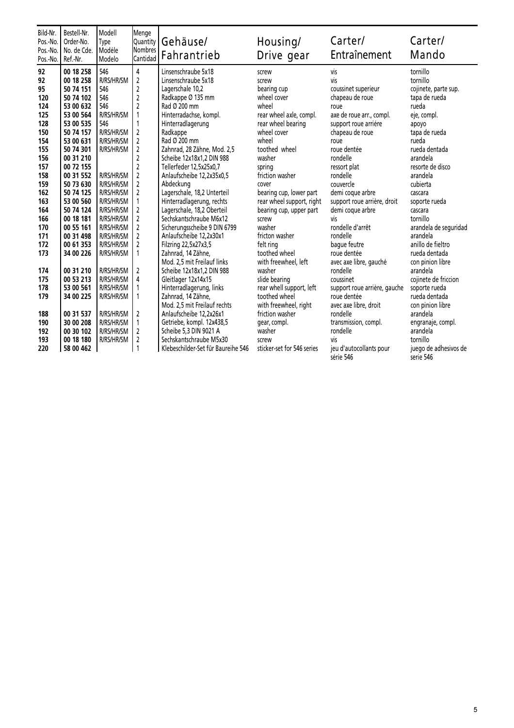| Bild-Nr. Pos.-No. Pos.-No. Pos.-No. | Bestell-Nr. Order-No. No. de Cde. Ref.-Nr. | Modell Type Modèle Modelo | Menge Quantity Nombres Cantidad | Gehäuse/ Fahrantrieb | Housing/ Drive gear | Carter/ Entraînement | Carter/ Mando |
|---|---|---|---|---|---|---|---|
| **92** | **00 18 258** | 546 | 4 | Linsenschraube 5x18 | screw | vis | tornillo |
| **92** | **00 18 258** | R/RS/HR/SM | 2 | Linsenschraube 5x18 | screw | vis | tornillo |
| **95** | **50 74 151** | 546 | 2 | Lagerschale 10,2 | bearing cup | coussinet superieur | cojinete, parte sup. |
| **120** | **50 74 102** | 546 | 2 | Radkappe Ø 135 mm | wheel cover | chapeau de roue | tapa de rueda |
| **124** | **53 00 632** | 546 | 2 | Rad Ø 200 mm | wheel | roue | rueda |
| **125** | **53 00 564** | R/RS/HR/SM | 1 | Hinterradachse, kompl. | rear wheel axle, compl. | axe de roue arr., compl. | eje, compl. |
| **128** | **53 00 535** | 546 | 1 | Hinterradlagerung | rear wheel bearing | support roue arriére | apoyo |
| **150** | **50 74 157** | R/RS/HR/SM | 2 | Radkappe | wheel cover | chapeau de roue | tapa de rueda |
| **154** | **53 00 631** | R/RS/HR/SM | 2 | Rad Ø 200 mm | wheel | roue | rueda |
| **155** | **50 74 301** | R/RS/HR/SM | 2 | Zahnrad, 28 Zähne, Mod. 2,5 | toothed wheel | roue dentée | rueda dentada |
| **156** | **00 31 210** | | 2 | Scheibe 12x18x1,2 DIN 988 | washer | rondelle | arandela |
| **157** | **00 72 155** | | 2 | Tellerfeder 12,5x25x0,7 | spring | ressort plat | resorte de disco |
| **158** | **00 31 552** | R/RS/HR/SM | 2 | Anlaufscheibe 12,2x35x0,5 | friction washer | rondelle | arandela |
| **159** | **50 73 630** | R/RS/HR/SM | 2 | Abdeckung | cover | couvercle | cubierta |
| **162** | **50 74 125** | R/RS/HR/SM | 2 | Lagerschale, 18,2 Unterteil | bearing cup, lower part | demi coque arbre | cascara |
| **163** | **53 00 560** | R/RS/HR/SM | 1 | Hinterradlagerung, rechts | rear wheel support, right | support roue arrière, droit | soporte rueda |
| **164** | **50 74 124** | R/RS/HR/SM | 2 | Lagerschale, 18,2 Oberteil | bearing cup, upper part | demi coque arbre | cascara |
| **166** | **00 18 181** | R/RS/HR/SM | 2 | Sechskantschraube M6x12 | screw | vis | tornillo |
| **170** | **00 55 161** | R/RS/HR/SM | 2 | Sicherungsscheibe 9 DIN 6799 | washer | rondelle d'arrêt | arandela de seguridad |
| **171** | **00 31 498** | R/RS/HR/SM | 2 | Anlaufscheibe 12,2x30x1 | fricton washer | rondelle | arandela |
| **172** | **00 61 353** | R/RS/HR/SM | 2 | Filzring 22,5x27x3,5 | felt ring | bague feutre | anillo de fieltro |
| **173** | **34 00 226** | R/RS/HR/SM | 1 | Zahnrad, 14 Zähne, Mod. 2,5 mit Freilauf links | toothed wheel with freewheel, left | roue dentée avec axe libre, gauché | rueda dentada con pinion libre |
| **174** | **00 31 210** | R/RS/HR/SM | 2 | Scheibe 12x18x1,2 DIN 988 | washer | rondelle | arandela |
| **175** | **00 53 213** | R/RS/HR/SM | 4 | Gleitlager 12x14x15 | slide bearing | coussinet | cojinete de friccion |
| **178** | **53 00 561** | R/RS/HR/SM | 1 | Hinterradlagerung, links | rear whell support, left | support roue arrière, gauche | soporte rueda |
| **179** | **34 00 225** | R/RS/HR/SM | 1 | Zahnrad, 14 Zähne, Mod. 2,5 mit Freilauf rechts | toothed wheel with freewheel, right | roue dentée avec axe libre, droit | rueda dentada con pinion libre |
| **188** | **00 31 537** | R/RS/HR/SM | 2 | Anlaufscheibe 12,2x26x1 | friction washer | rondelle | arandela |
| **190** | **30 00 208** | R/RS/HR/SM | 1 | Getriebe, kompl. 12x438,5 | gear, compl. | transmission, compl. | engranaje, compl. |
| **192** | **00 30 102** | R/RS/HR/SM | 2 | Scheibe 5,3 DIN 9021 A | washer | rondelle | arandela |
| **193** | **00 18 180** | R/RS/HR/SM | 2 | Sechskantschraube M5x30 | screw | vis | tornillo |
| **220** | **58 00 462** | | 1 | Klebeschilder-Set für Baureihe 546 | sticker-set for 546 series | jeu d'autocollants pour série 546 | juego de adhesivos de serie 546 |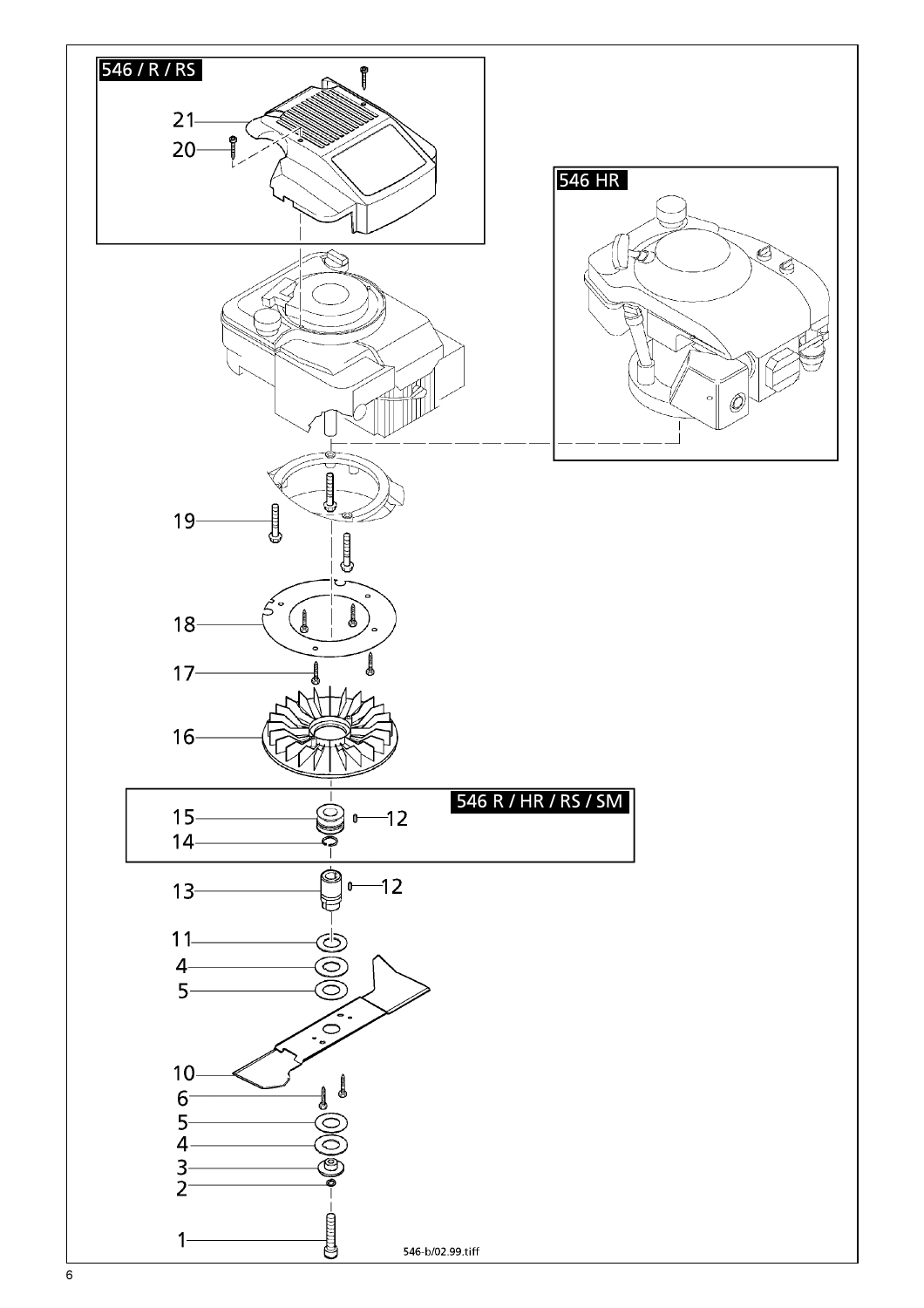546 / R / RS

21

20

546 HR

19

18

17

16

546 R / HR / RS / SM

15

12

14

13

12

11

4

5

10

6

5

4

3

2

1

546-b/02.99.tiff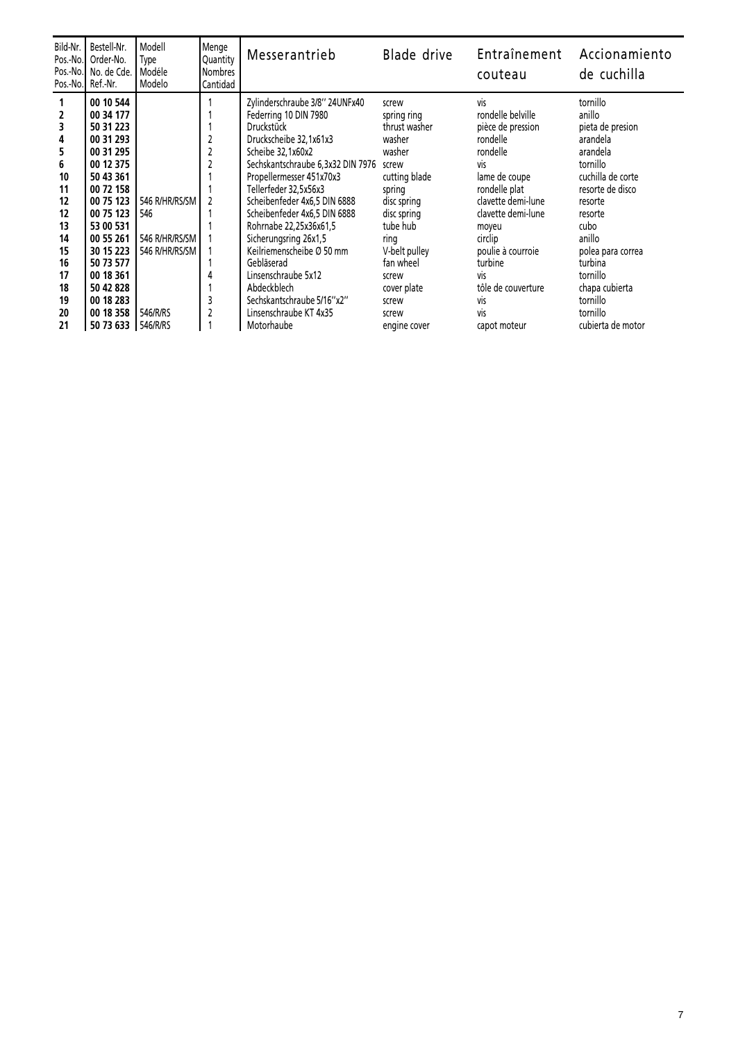| Bild-Nr. Pos.-No. Pos.-No. Pos.-No. | Bestell-Nr. Order-No. No. de Cde. Ref.-Nr. | Modell Type Modéle Modelo | Menge Quantity Nombres Cantidad | Messerantrieb | Blade drive | Entraînement couteau | Accionamiento de cuchilla |
|---|---|---|---|---|---|---|---|
| 1 | 00 10 544 | | 1 | Zylinderschraube 3/8'' 24UNFx40 | screw | vis | tornillo |
| 2 | 00 34 177 | | 1 | Federring 10 DIN 7980 | spring ring | rondelle belville | anillo |
| 3 | 50 31 223 | | 1 | Druckstück | thrust washer | pièce de pression | pieta de presion |
| 4 | 00 31 293 | | 2 | Druckscheibe 32,1x61x3 | washer | rondelle | arandela |
| 5 | 00 31 295 | | 2 | Scheibe 32,1x60x2 | washer | rondelle | arandela |
| 6 | 00 12 375 | | 2 | Sechskantschraube 6,3x32 DIN 7976 | screw | vis | tornillo |
| 10 | 50 43 361 | | 1 | Propellermesser 451x70x3 | cutting blade | lame de coupe | cuchilla de corte |
| 11 | 00 72 158 | | 1 | Tellerfeder 32,5x56x3 | spring | rondelle plat | resorte de disco |
| 12 | 00 75 123 | 546 R/HR/RS/SM | 2 | Scheibenfeder 4x6,5 DIN 6888 | disc spring | clavette demi-lune | resorte |
| 12 | 00 75 123 | 546 | 1 | Scheibenfeder 4x6,5 DIN 6888 | disc spring | clavette demi-lune | resorte |
| 13 | 53 00 531 | | 1 | Rohrnabe 22,25x36x61,5 | tube hub | moyeu | cubo |
| 14 | 00 55 261 | 546 R/HR/RS/SM | 1 | Sicherungsring 26x1,5 | ring | circlip | anillo |
| 15 | 30 15 223 | 546 R/HR/RS/SM | 1 | Keilriemenscheibe Ø 50 mm | V-belt pulley | poulie à courroie | polea para correa |
| 16 | 50 73 577 | | 1 | Gebläserad | fan wheel | turbine | turbina |
| 17 | 00 18 361 | | 4 | Linsenschraube 5x12 | screw | vis | tornillo |
| 18 | 50 42 828 | | 1 | Abdeckblech | cover plate | tôle de couverture | chapa cubierta |
| 19 | 00 18 283 | | 3 | Sechskantschraube 5/16''x2'' | screw | vis | tornillo |
| 20 | 00 18 358 | 546/R/RS | 2 | Linsenschraube KT 4x35 | screw | vis | tornillo |
| 21 | 50 73 633 | 546/R/RS | 1 | Motorhaube | engine cover | capot moteur | cubierta de motor |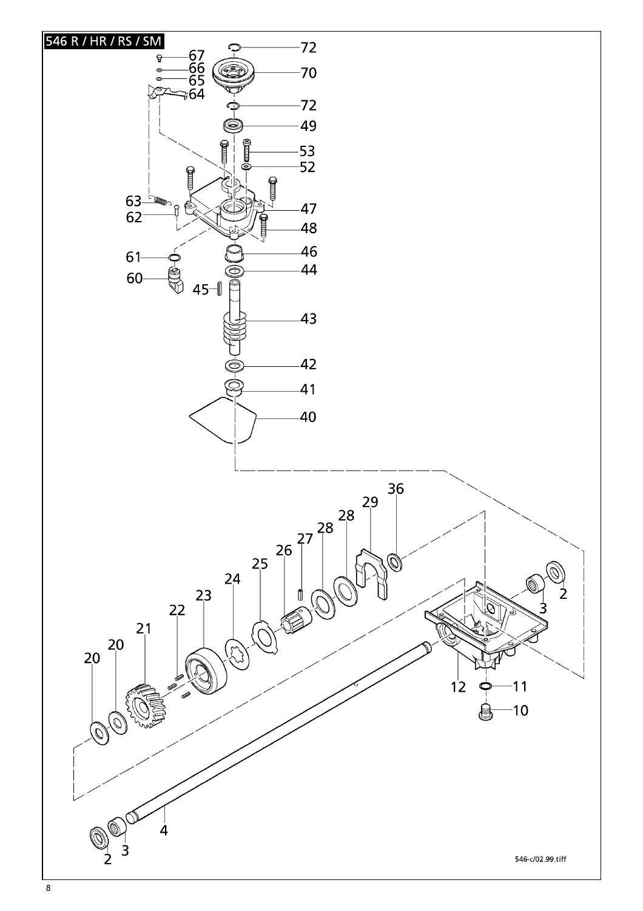# 546 R / HR / RS / SM

67
66
65
64
72
70
72
49
53
52
63
62
47
48
61
46
60
44
45
43
42
41
40
36
29
28
28
27
26
25
24
23
22
21
20
20
2
3
12
11
10
4
3
2

546-c/02.99.tiff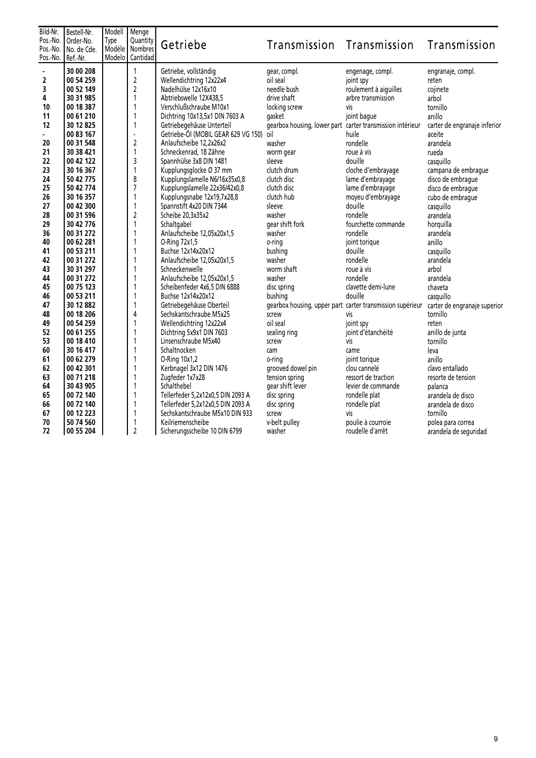| Bild-Nr. Pos.-No. Pos.-No. Pos.-No. | Bestell-Nr. Order-No. No. de Cde. Ref.-Nr. | Modell Type Modèle Modelo | Menge Quantity Nombres Cantidad | Getriebe | Transmission | Transmission | Transmission |
|---|---|---|---|---|---|---|---|
| - | 30 00 208 | | 1 | Getriebe, vollständig | gear, compl. | engenage, compl. | engranaje, compl. |
| 2 | 00 54 259 | | 2 | Wellendichtring 12x22x4 | oil seal | joint spy | reten |
| 3 | 00 52 149 | | 2 | Nadelhülse 12x16x10 | needle bush | roulement à aiguilles | cojinete |
| 4 | 30 31 985 | | 1 | Abtriebswelle 12X438,5 | drive shaft | arbre transmission | arbol |
| 10 | 00 18 387 | | 1 | Verschlußschraube M10x1 | locking screw | vis | tornillo |
| 11 | 00 61 210 | | 1 | Dichtring 10x13,5x1 DIN 7603 A | gasket | joint bague | anillo |
| 12 | 30 12 825 | | 1 | Getriebegehäuse Unterteil | gearbox housing, lower part | carter transmission intérieur | carter de engranaje inferior |
| - | 00 83 167 | | - | Getriebe-Öl (MOBIL GEAR 629 VG 150) | oil | huile | aceite |
| 20 | 00 31 548 | | 2 | Anlaufscheibe 12,2x26x2 | washer | rondelle | arandela |
| 21 | 30 38 421 | | 1 | Schneckenrad, 18 Zähne | worm gear | roue à vis | rueda |
| 22 | 00 42 122 | | 3 | Spannhülse 3x8 DIN 1481 | sleeve | douille | casquillo |
| 23 | 30 16 367 | | 1 | Kupplungsglocke Ø 37 mm | clutch drum | cloche d'embrayage | campana de embrague |
| 24 | 50 42 775 | | 8 | Kupplungslamelle N6/16x35x0,8 | clutch disc | lame d'embrayage | disco de embrague |
| 25 | 50 42 774 | | 7 | Kupplungslamelle 22x36/42x0,8 | clutch disc | lame d'embrayage | disco de embrague |
| 26 | 30 16 357 | | 1 | Kupplungsnabe 12x19,7x28,8 | clutch hub | moyeu d'embrayage | cubo de embrague |
| 27 | 00 42 300 | | 1 | Spannstift 4x20 DIN 7344 | sleeve | douille | casquillo |
| 28 | 00 31 596 | | 2 | Scheibe 20,3x35x2 | washer | rondelle | arandela |
| 29 | 30 42 776 | | 1 | Schaltgabel | gear shift fork | fourchette commande | horquilla |
| 36 | 00 31 272 | | 1 | Anlaufscheibe 12,05x20x1,5 | washer | rondelle | arandela |
| 40 | 00 62 281 | | 1 | O-Ring 72x1,5 | o-ring | joint torique | anillo |
| 41 | 00 53 211 | | 1 | Buchse 12x14x20x12 | bushing | douille | casquillo |
| 42 | 00 31 272 | | 1 | Anlaufscheibe 12,05x20x1,5 | washer | rondelle | arandela |
| 43 | 30 31 297 | | 1 | Schneckenwelle | worm shaft | roue à vis | arbol |
| 44 | 00 31 272 | | 1 | Anlaufscheibe 12,05x20x1,5 | washer | rondelle | arandela |
| 45 | 00 75 123 | | 1 | Scheibenfeder 4x6,5 DIN 6888 | disc spring | clavette demi-lune | chaveta |
| 46 | 00 53 211 | | 1 | Buchse 12x14x20x12 | bushing | douille | casquillo |
| 47 | 30 12 882 | | 1 | Getriebegehäuse Oberteil | gearbox housing, upper part | carter transmission supérieur | carter de engranaje superior |
| 48 | 00 18 206 | | 4 | Sechskantschraube M5x25 | screw | vis | tornillo |
| 49 | 00 54 259 | | 1 | Wellendichtring 12x22x4 | oil seal | joint spy | reten |
| 52 | 00 61 255 | | 1 | Dichtring 5x9x1 DIN 7603 | sealing ring | joint d'étanchéité | anillo de junta |
| 53 | 00 18 410 | | 1 | Linsenschraube M5x40 | screw | vis | tornillo |
| 60 | 30 16 417 | | 1 | Schaltnocken | cam | came | leva |
| 61 | 00 62 279 | | 1 | O-Ring 10x1,2 | o-ring | joint torique | anillo |
| 62 | 00 42 301 | | 1 | Kerbnagel 3x12 DIN 1476 | grooved dowel pin | clou cannelé | clavo entallado |
| 63 | 00 71 218 | | 1 | Zugfeder 1x7x28 | tension spring | ressort de traction | resorte de tension |
| 64 | 30 43 905 | | 1 | Schalthebel | gear shift lever | levier de commande | palanca |
| 65 | 00 72 140 | | 1 | Tellerfeder 5,2x12x0,5 DIN 2093 A | disc spring | rondelle plat | arandela de disco |
| 66 | 00 72 140 | | 1 | Tellerfeder 5,2x12x0,5 DIN 2093 A | disc spring | rondelle plat | arandela de disco |
| 67 | 00 12 223 | | 1 | Sechskantschraube M5x10 DIN 933 | screw | vis | tornillo |
| 70 | 50 74 560 | | 1 | Keilriemenscheibe | v-belt pulley | poulie à courroie | polea para correa |
| 72 | 00 55 204 | | 2 | Sicherungsscheibe 10 DIN 6799 | washer | roudelle d'arrêt | arandela de seguridad |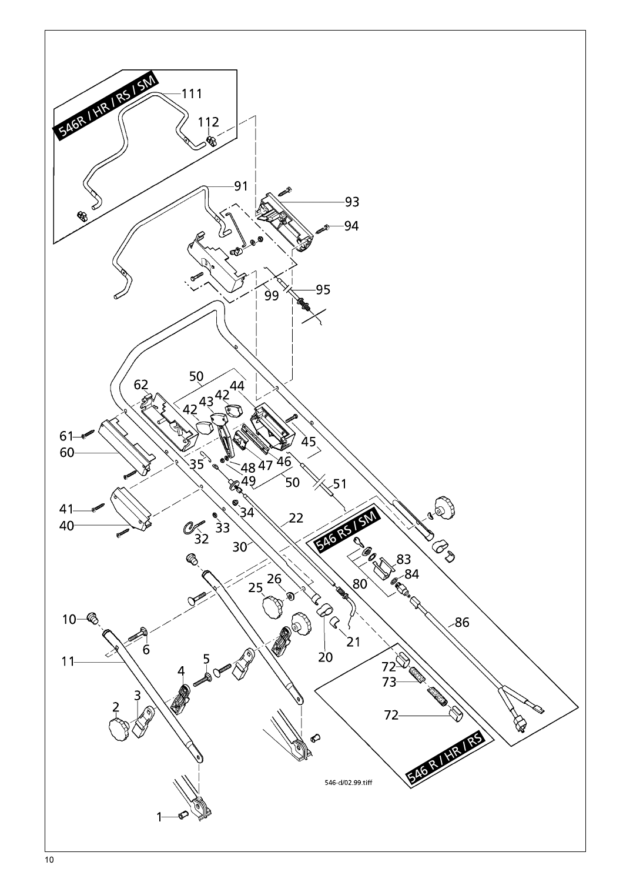546R / HR / RS / SM

546 RS / SM

546 R / HR / RS

546-d/02.99.tiff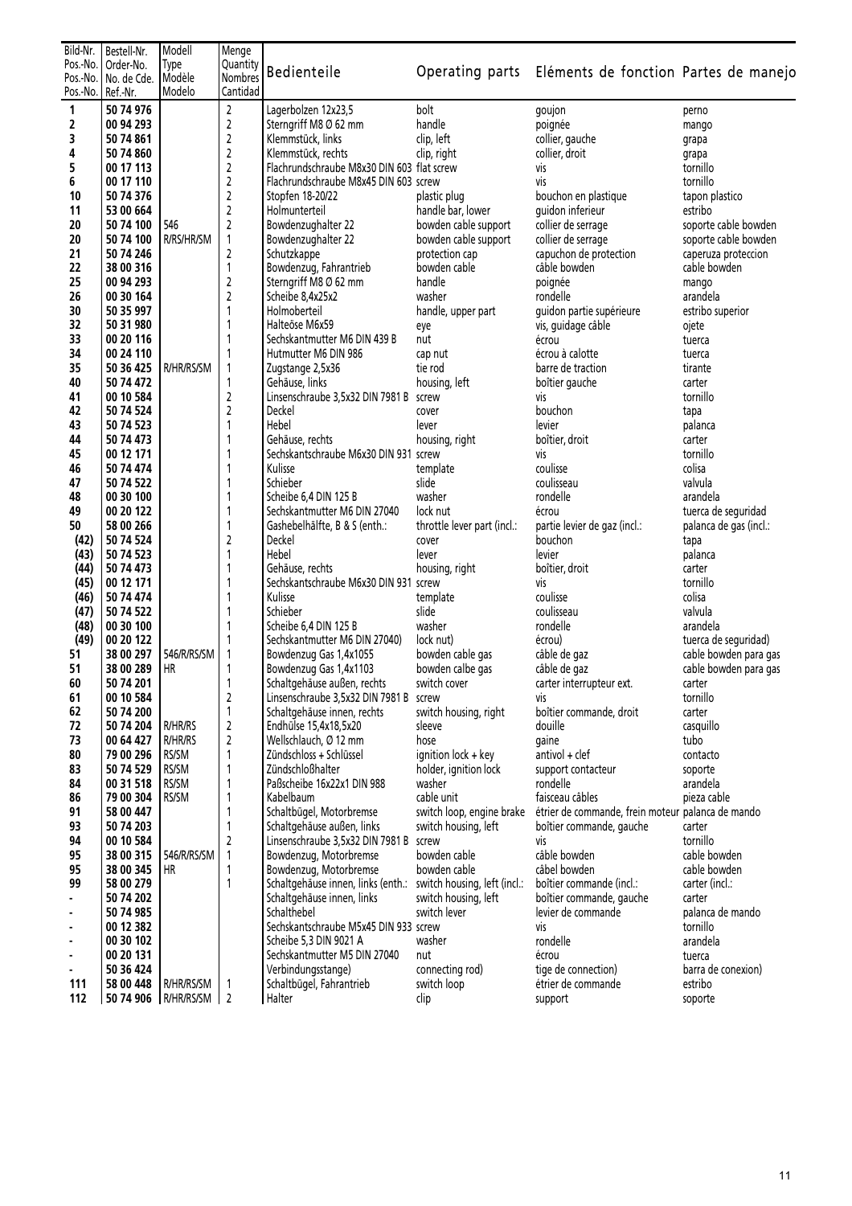| Bild-Nr. Pos.-No. Pos.-No. Pos.-No. | Bestell-Nr. Order-No. No. de Cde. Ref.-Nr. | Modell Type Modèle Modelo | Menge Quantity Nombres Cantidad | Bedienteile | Operating parts | Eléments de fonction | Partes de manejo |
|---|---|---|---|---|---|---|---|
| 1 | 50 74 976 | | 2 | Lagerbolzen 12x23,5 | bolt | goujon | perno |
| 2 | 00 94 293 | | 2 | Sterngriff M8 Ø 62 mm | handle | poignée | mango |
| 3 | 50 74 861 | | 2 | Klemmstück, links | clip, left | collier, gauche | grapa |
| 4 | 50 74 860 | | 2 | Klemmstück, rechts | clip, right | collier, droit | grapa |
| 5 | 00 17 113 | | 2 | Flachrundschraube M8x30 DIN 603 | flat screw | vis | tornillo |
| 6 | 00 17 110 | | 2 | Flachrundschraube M8x45 DIN 603 | screw | vis | tornillo |
| 10 | 50 74 376 | | 2 | Stopfen 18-20/22 | plastic plug | bouchon en plastique | tapon plastico |
| 11 | 53 00 664 | | 2 | Holmunterteil | handle bar, lower | guidon inferieur | estribo |
| 20 | 50 74 100 | 546 | 2 | Bowdenzughalter 22 | bowden cable support | collier de serrage | soporte cable bowden |
| 20 | 50 74 100 | R/RS/HR/SM | 1 | Bowdenzughalter 22 | bowden cable support | collier de serrage | soporte cable bowden |
| 21 | 50 74 246 | | 2 | Schutzkappe | protection cap | capuchon de protection | caperuza proteccion |
| 22 | 38 00 316 | | 1 | Bowdenzug, Fahrantrieb | bowden cable | câble bowden | cable bowden |
| 25 | 00 94 293 | | 2 | Sterngriff M8 Ø 62 mm | handle | poignée | mango |
| 26 | 00 30 164 | | 2 | Scheibe 8,4x25x2 | washer | rondelle | arandela |
| 30 | 50 35 997 | | 1 | Holmoberteil | handle, upper part | guidon partie supérieure | estribo superior |
| 32 | 50 31 980 | | 1 | Halteöse M6x59 | eye | vis, guidage câble | ojete |
| 33 | 00 20 116 | | 1 | Sechskantmutter M6 DIN 439 B | nut | écrou | tuerca |
| 34 | 00 24 110 | | 1 | Hutmutter M6 DIN 986 | cap nut | écrou à calotte | tuerca |
| 35 | 50 36 425 | R/HR/RS/SM | 1 | Zugstange 2,5x36 | tie rod | barre de traction | tirante |
| 40 | 50 74 472 | | 1 | Gehäuse, links | housing, left | boîtier gauche | carter |
| 41 | 00 10 584 | | 2 | Linsenschraube 3,5x32 DIN 7981 B | screw | vis | tornillo |
| 42 | 50 74 524 | | 2 | Deckel | cover | bouchon | tapa |
| 43 | 50 74 523 | | 1 | Hebel | lever | levier | palanca |
| 44 | 50 74 473 | | 1 | Gehäuse, rechts | housing, right | boîtier, droit | carter |
| 45 | 00 12 171 | | 1 | Sechskantschraube M6x30 DIN 931 | screw | vis | tornillo |
| 46 | 50 74 474 | | 1 | Kulisse | template | coulisse | colisa |
| 47 | 50 74 522 | | 1 | Schieber | slide | coulisseau | valvula |
| 48 | 00 30 100 | | 1 | Scheibe 6,4 DIN 125 B | washer | rondelle | arandela |
| 49 | 00 20 122 | | 1 | Sechskantmutter M6 DIN 27040 | lock nut | écrou | tuerca de seguridad |
| 50 | 58 00 266 | | 1 | Gashebelhälfte, B & S (enth.: | throttle lever part (incl.: | partie levier de gaz (incl.: | palanca de gas (incl.: |
| (42) | 50 74 524 | | 2 | Deckel | cover | bouchon | tapa |
| (43) | 50 74 523 | | 1 | Hebel | lever | levier | palanca |
| (44) | 50 74 473 | | 1 | Gehäuse, rechts | housing, right | boîtier, droit | carter |
| (45) | 00 12 171 | | 1 | Sechskantschraube M6x30 DIN 931 | screw | vis | tornillo |
| (46) | 50 74 474 | | 1 | Kulisse | template | coulisse | colisa |
| (47) | 50 74 522 | | 1 | Schieber | slide | coulisseau | valvula |
| (48) | 00 30 100 | | 1 | Scheibe 6,4 DIN 125 B | washer | rondelle | arandela |
| (49) | 00 20 122 | | 1 | Sechskantmutter M6 DIN 27040) | lock nut) | écrou) | tuerca de seguridad) |
| 51 | 38 00 297 | 546/R/RS/SM | 1 | Bowdenzug Gas 1,4x1055 | bowden cable gas | câble de gaz | cable bowden para gas |
| 51 | 38 00 289 | HR | 1 | Bowdenzug Gas 1,4x1103 | bowden calbe gas | câble de gaz | cable bowden para gas |
| 60 | 50 74 201 | | 1 | Schaltgehäuse außen, rechts | switch cover | carter interrupteur ext. | carter |
| 61 | 00 10 584 | | 2 | Linsenschraube 3,5x32 DIN 7981 B | screw | vis | tornillo |
| 62 | 50 74 200 | | 1 | Schaltgehäuse innen, rechts | switch housing, right | boîtier commande, droit | carter |
| 72 | 50 74 204 | R/HR/RS | 2 | Endhülse 15,4x18,5x20 | sleeve | douille | casquillo |
| 73 | 00 64 427 | R/HR/RS | 2 | Wellschlauch, Ø 12 mm | hose | gaine | tubo |
| 80 | 79 00 296 | RS/SM | 1 | Zündschloss + Schlüssel | ignition lock + key | antivol + clef | contacto |
| 83 | 50 74 529 | RS/SM | 1 | Zündschloßhalter | holder, ignition lock | support contacteur | soporte |
| 84 | 00 31 518 | RS/SM | 1 | Paßscheibe 16x22x1 DIN 988 | washer | rondelle | arandela |
| 86 | 79 00 304 | RS/SM | 1 | Kabelbaum | cable unit | faisceau câbles | pieza cable |
| 91 | 58 00 447 | | 1 | Schaltbügel, Motorbremse | switch loop, engine brake | étrier de commande, frein moteur | palanca de mando |
| 93 | 50 74 203 | | 1 | Schaltgehäuse außen, links | switch housing, left | boîtier commande, gauche | carter |
| 94 | 00 10 584 | | 2 | Linsenschraube 3,5x32 DIN 7981 B | screw | vis | tornillo |
| 95 | 38 00 315 | 546/R/RS/SM | 1 | Bowdenzug, Motorbremse | bowden cable | câble bowden | cable bowden |
| 95 | 38 00 345 | HR | 1 | Bowdenzug, Motorbremse | bowden cable | câbel bowden | cable bowden |
| 99 | 58 00 279 | | 1 | Schaltgehäuse innen, links (enth.: | switch housing, left (incl.: | boîtier commande (incl.: | carter (incl.: |
| - | 50 74 202 | | | Schaltgehäuse innen, links | switch housing, left | boîtier commande, gauche | carter |
| - | 50 74 985 | | | Schalthebel | switch lever | levier de commande | palanca de mando |
| - | 00 12 382 | | | Sechskantschraube M5x45 DIN 933 | screw | vis | tornillo |
| - | 00 30 102 | | | Scheibe 5,3 DIN 9021 A | washer | rondelle | arandela |
| - | 00 20 131 | | | Sechskantmutter M5 DIN 27040 | nut | écrou | tuerca |
| - | 50 36 424 | | | Verbindungsstange) | connecting rod) | tige de connection) | barra de conexion) |
| 111 | 58 00 448 | R/HR/RS/SM | 1 | Schaltbügel, Fahrantrieb | switch loop | étrier de commande | estribo |
| 112 | 50 74 906 | R/HR/RS/SM | 2 | Halter | clip | support | soporte |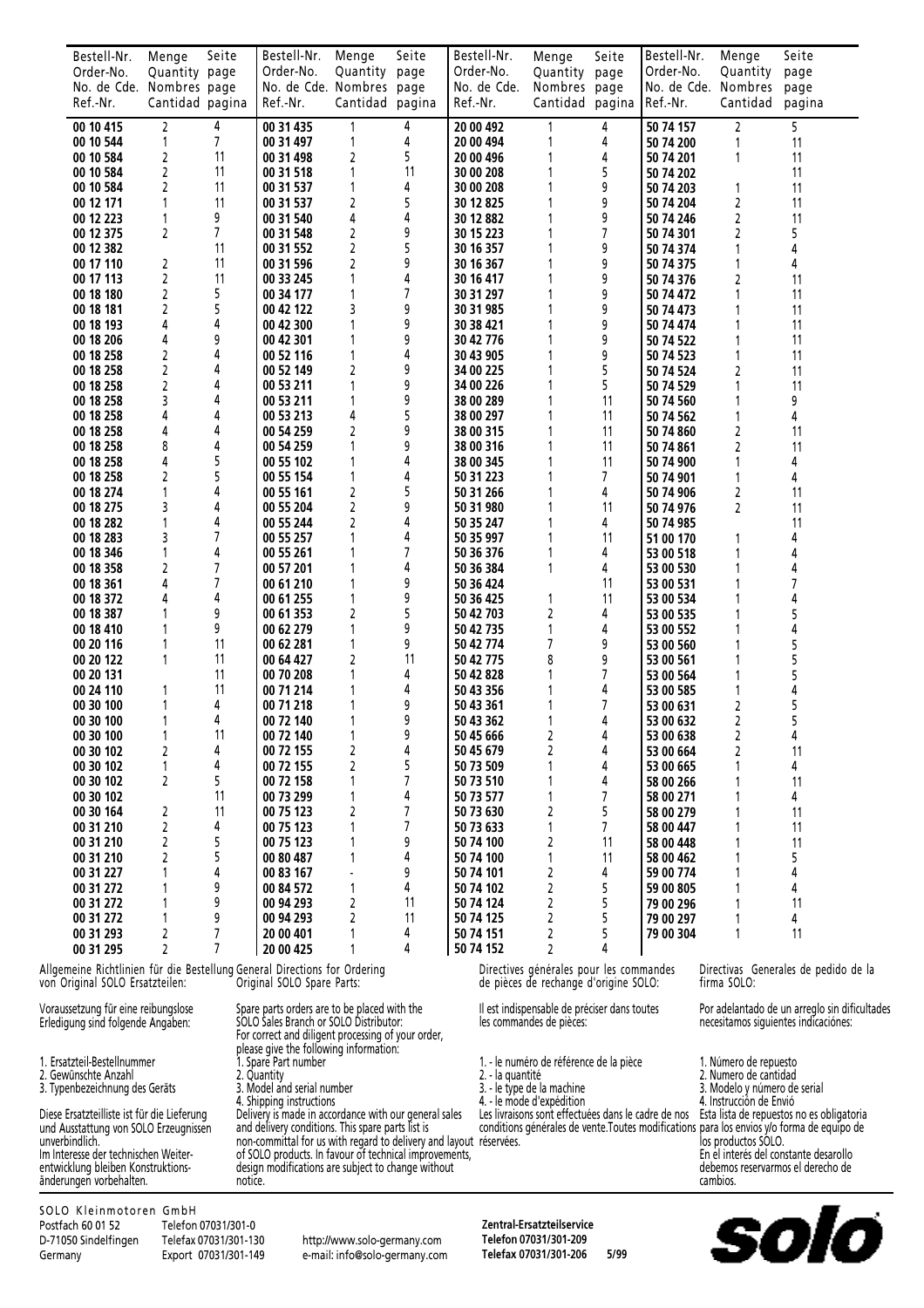| Bestell-Nr. Order-No. No. de Cde. Ref.-Nr. | Menge Quantity Nombres Cantidad | Seite page page pagina |
|---|---|---|
| 00 10 415 | 2 | 4 |
| 00 10 544 | 1 | 7 |
| 00 10 584 | 2 | 11 |
| 00 10 584 | 2 | 11 |
| 00 10 584 | 2 | 11 |
| 00 12 171 | 1 | 11 |
| 00 12 223 | 1 | 9 |
| 00 12 375 | 2 | 7 |
| 00 12 382 | | 11 |
| 00 17 110 | 2 | 11 |
| 00 17 113 | 2 | 11 |
| 00 18 180 | 2 | 5 |
| 00 18 181 | 2 | 5 |
| 00 18 193 | 4 | 4 |
| 00 18 206 | 4 | 9 |
| 00 18 258 | 2 | 4 |
| 00 18 258 | 2 | 4 |
| 00 18 258 | 2 | 4 |
| 00 18 258 | 3 | 4 |
| 00 18 258 | 4 | 4 |
| 00 18 258 | 4 | 4 |
| 00 18 258 | 8 | 4 |
| 00 18 258 | 4 | 5 |
| 00 18 258 | 2 | 5 |
| 00 18 274 | 1 | 4 |
| 00 18 275 | 3 | 4 |
| 00 18 282 | 1 | 4 |
| 00 18 283 | 3 | 7 |
| 00 18 346 | 1 | 4 |
| 00 18 358 | 2 | 7 |
| 00 18 361 | 4 | 7 |
| 00 18 372 | 4 | 4 |
| 00 18 387 | 1 | 9 |
| 00 18 410 | 1 | 9 |
| 00 20 116 | 1 | 11 |
| 00 20 122 | 1 | 11 |
| 00 20 131 | | 11 |
| 00 24 110 | 1 | 11 |
| 00 30 100 | 1 | 4 |
| 00 30 100 | 1 | 4 |
| 00 30 100 | 1 | 11 |
| 00 30 102 | 2 | 4 |
| 00 30 102 | 1 | 4 |
| 00 30 102 | 2 | 5 |
| 00 30 102 | | 11 |
| 00 30 164 | 2 | 11 |
| 00 31 210 | 2 | 4 |
| 00 31 210 | 2 | 5 |
| 00 31 210 | 2 | 5 |
| 00 31 227 | 1 | 4 |
| 00 31 272 | 1 | 9 |
| 00 31 272 | 1 | 9 |
| 00 31 272 | 1 | 9 |
| 00 31 293 | 2 | 7 |
| 00 31 295 | 2 | 7 |
| 00 31 435 | 1 | 4 |
| 00 31 497 | 1 | 4 |
| 00 31 498 | 2 | 5 |
| 00 31 518 | 1 | 11 |
| 00 31 537 | 1 | 4 |
| 00 31 537 | 2 | 5 |
| 00 31 540 | 4 | 4 |
| 00 31 548 | 2 | 9 |
| 00 31 552 | 2 | 5 |
| 00 31 596 | 2 | 9 |
| 00 33 245 | 1 | 4 |
| 00 34 177 | 1 | 7 |
| 00 42 122 | 3 | 9 |
| 00 42 300 | 1 | 9 |
| 00 42 301 | 1 | 9 |
| 00 52 116 | 1 | 4 |
| 00 52 149 | 2 | 9 |
| 00 53 211 | 1 | 9 |
| 00 53 211 | 1 | 9 |
| 00 53 213 | 4 | 5 |
| 00 54 259 | 2 | 9 |
| 00 54 259 | 1 | 9 |
| 00 55 102 | 1 | 4 |
| 00 55 154 | 1 | 4 |
| 00 55 161 | 2 | 5 |
| 00 55 204 | 2 | 9 |
| 00 55 244 | 2 | 4 |
| 00 55 257 | 1 | 4 |
| 00 55 261 | 1 | 7 |
| 00 57 201 | 1 | 4 |
| 00 61 210 | 1 | 9 |
| 00 61 255 | 1 | 9 |
| 00 61 353 | 2 | 5 |
| 00 62 279 | 1 | 9 |
| 00 62 281 | 1 | 9 |
| 00 64 427 | 2 | 11 |
| 00 70 208 | 1 | 4 |
| 00 71 214 | 1 | 4 |
| 00 71 218 | 1 | 9 |
| 00 72 140 | 1 | 9 |
| 00 72 140 | 1 | 9 |
| 00 72 155 | 2 | 4 |
| 00 72 155 | 2 | 5 |
| 00 72 158 | 1 | 7 |
| 00 73 299 | 1 | 4 |
| 00 75 123 | 2 | 7 |
| 00 75 123 | 1 | 7 |
| 00 75 123 | 1 | 9 |
| 00 80 487 | 1 | 4 |
| 00 83 167 | - | 9 |
| 00 84 572 | 1 | 4 |
| 00 94 293 | 2 | 11 |
| 00 94 293 | 2 | 11 |
| 20 00 401 | 1 | 4 |
| 20 00 425 | 1 | 4 |
| 20 00 492 | 1 | 4 |
| 20 00 494 | 1 | 4 |
| 20 00 496 | 1 | 4 |
| 30 00 208 | 1 | 5 |
| 30 00 208 | 1 | 9 |
| 30 12 825 | 1 | 9 |
| 30 12 882 | 1 | 9 |
| 30 15 223 | 1 | 7 |
| 30 16 357 | 1 | 9 |
| 30 16 367 | 1 | 9 |
| 30 16 417 | 1 | 9 |
| 30 31 297 | 1 | 9 |
| 30 31 985 | 1 | 9 |
| 30 38 421 | 1 | 9 |
| 30 42 776 | 1 | 9 |
| 30 43 905 | 1 | 9 |
| 34 00 225 | 1 | 5 |
| 34 00 226 | 1 | 5 |
| 38 00 289 | 1 | 11 |
| 38 00 297 | 1 | 11 |
| 38 00 315 | 1 | 11 |
| 38 00 316 | 1 | 11 |
| 38 00 345 | 1 | 11 |
| 50 31 223 | 1 | 7 |
| 50 31 266 | 1 | 4 |
| 50 31 980 | 1 | 11 |
| 50 35 247 | 1 | 4 |
| 50 35 997 | 1 | 11 |
| 50 36 376 | 1 | 4 |
| 50 36 384 | 1 | 4 |
| 50 36 424 | | 11 |
| 50 36 425 | 1 | 11 |
| 50 42 703 | 2 | 4 |
| 50 42 735 | 1 | 4 |
| 50 42 774 | 7 | 9 |
| 50 42 775 | 8 | 9 |
| 50 42 828 | 1 | 7 |
| 50 43 356 | 1 | 4 |
| 50 43 361 | 1 | 7 |
| 50 43 362 | 1 | 4 |
| 50 45 666 | 2 | 4 |
| 50 45 679 | 2 | 4 |
| 50 73 509 | 1 | 4 |
| 50 73 510 | 1 | 4 |
| 50 73 577 | 1 | 7 |
| 50 73 630 | 2 | 5 |
| 50 73 633 | 1 | 7 |
| 50 74 100 | 2 | 11 |
| 50 74 100 | 1 | 11 |
| 50 74 101 | 2 | 4 |
| 50 74 102 | 2 | 5 |
| 50 74 124 | 2 | 5 |
| 50 74 125 | 2 | 5 |
| 50 74 151 | 2 | 5 |
| 50 74 152 | 2 | 4 |
| 50 74 157 | 2 | 5 |
| 50 74 200 | 1 | 11 |
| 50 74 201 | 1 | 11 |
| 50 74 202 | | 11 |
| 50 74 203 | 1 | 11 |
| 50 74 204 | 2 | 11 |
| 50 74 246 | 2 | 11 |
| 50 74 301 | 2 | 5 |
| 50 74 374 | 1 | 4 |
| 50 74 375 | 1 | 4 |
| 50 74 376 | 2 | 11 |
| 50 74 472 | 1 | 11 |
| 50 74 473 | 1 | 11 |
| 50 74 474 | 1 | 11 |
| 50 74 522 | 1 | 11 |
| 50 74 523 | 1 | 11 |
| 50 74 524 | 2 | 11 |
| 50 74 529 | 1 | 11 |
| 50 74 560 | 1 | 9 |
| 50 74 562 | 1 | 4 |
| 50 74 860 | 2 | 11 |
| 50 74 861 | 2 | 11 |
| 50 74 900 | 1 | 4 |
| 50 74 901 | 1 | 4 |
| 50 74 906 | 2 | 11 |
| 50 74 976 | 2 | 11 |
| 50 74 985 | | 11 |
| 51 00 170 | 1 | 4 |
| 53 00 518 | 1 | 4 |
| 53 00 530 | 1 | 4 |
| 53 00 531 | 1 | 7 |
| 53 00 534 | 1 | 4 |
| 53 00 535 | 1 | 5 |
| 53 00 552 | 1 | 4 |
| 53 00 560 | 1 | 5 |
| 53 00 561 | 1 | 5 |
| 53 00 564 | 1 | 5 |
| 53 00 585 | 1 | 4 |
| 53 00 631 | 2 | 5 |
| 53 00 632 | 2 | 5 |
| 53 00 638 | 2 | 4 |
| 53 00 664 | 2 | 11 |
| 53 00 665 | 1 | 4 |
| 58 00 266 | 1 | 11 |
| 58 00 271 | 1 | 4 |
| 58 00 279 | 1 | 11 |
| 58 00 447 | 1 | 11 |
| 58 00 448 | 1 | 11 |
| 58 00 462 | 1 | 5 |
| 59 00 774 | 1 | 4 |
| 59 00 805 | 1 | 4 |
| 79 00 296 | 1 | 11 |
| 79 00 297 | 1 | 4 |
| 79 00 304 | 1 | 11 |

**Allgemeine Richtlinien für die Bestellung von Original SOLO Ersatzteilen:**

Voraussetzung für eine reibungslose Erledigung sind folgende Angaben:

1. Ersatzteil-Bestellnummer
2. Gewünschte Anzahl
3. Typenbezeichnung des Geräts

Diese Ersatzteilliste ist für die Lieferung und Ausstattung von SOLO Erzeugnissen unverbindlich.
Im Interesse der technischen Weiterentwicklung bleiben Konstruktionsänderungen vorbehalten.

**General Directions for Ordering Original SOLO Spare Parts:**

Spare parts orders are to be placed with the SOLO Sales Branch or SOLO Distributor:
For correct and diligent processing of your order, please give the following information:

1. Spare Part number
2. Quantity
3. Model and serial number
4. Shipping instructions

Delivery is made in accordance with our general sales and delivery conditions. This spare parts list is non-committal for us with regard to delivery and layout of SOLO products. In favour of technical improvements, design modifications are subject to change without notice.

**Directives générales pour les commandes de pièces de rechange d'origine SOLO:**

Il est indispensable de préciser dans toutes les commandes de pièces:

1. - le numéro de référence de la pièce
2. - la quantité
3. - le type de la machine
4. - le mode d'expédition

Les livraisons sont effectuées dans le cadre de nos conditions générales de vente.Toutes modifications réservées.

**Directivas Generales de pedido de la firma SOLO:**

Por adelantado de un arreglo sin dificultades necesitamos siguientes indicaciónes:

1. Número de repuesto
2. Numero de cantidad
3. Modelo y número de serial
4. Instrucción de Envió

Esta lista de repuestos no es obligatoria para los envios y/o forma de equipo de los productos SOLO.
En el interés del constante desarollo debemos reservarmos el derecho de cambios.

SOLO Kleinmotoren GmbH
Postfach 60 01 52
D-71050 Sindelfingen
Germany

Telefon 07031/301-0
Telefax 07031/301-130
Export 07031/301-149

http://www.solo-germany.com
e-mail: info@solo-germany.com

**Zentral-Ersatzteilservice**
**Telefon 07031/301-209**
**Telefax 07031/301-206**

5/99

solo